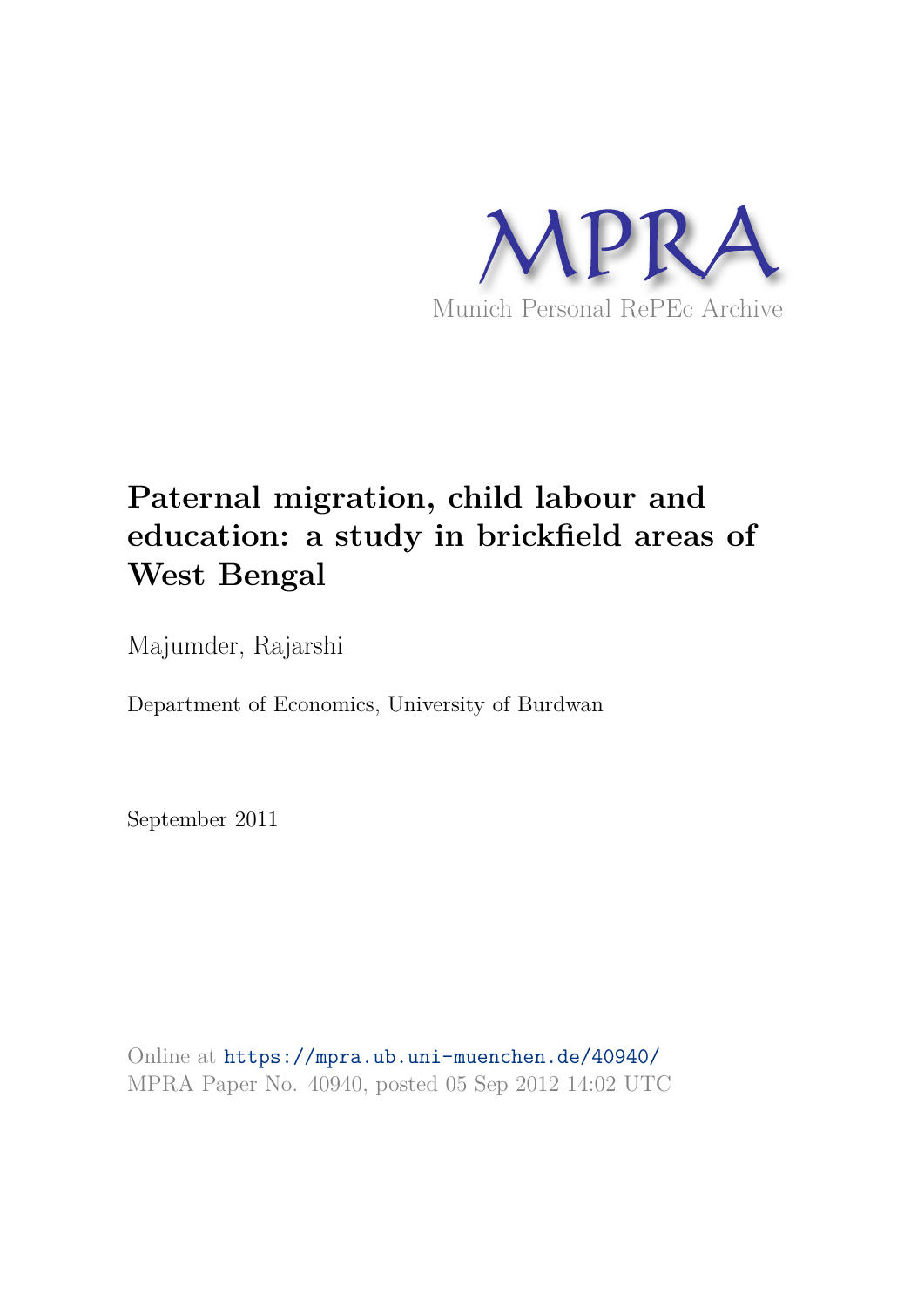MPRA

Munich Personal RePEc Archive

# Paternal migration, child labour and education: a study in brickfield areas of West Bengal

Majumder, Rajarshi

Department of Economics, University of Burdwan

September 2011

Online at https://mpra.ub.uni-muenchen.de/40940/
MPRA Paper No. 40940, posted 05 Sep 2012 14:02 UTC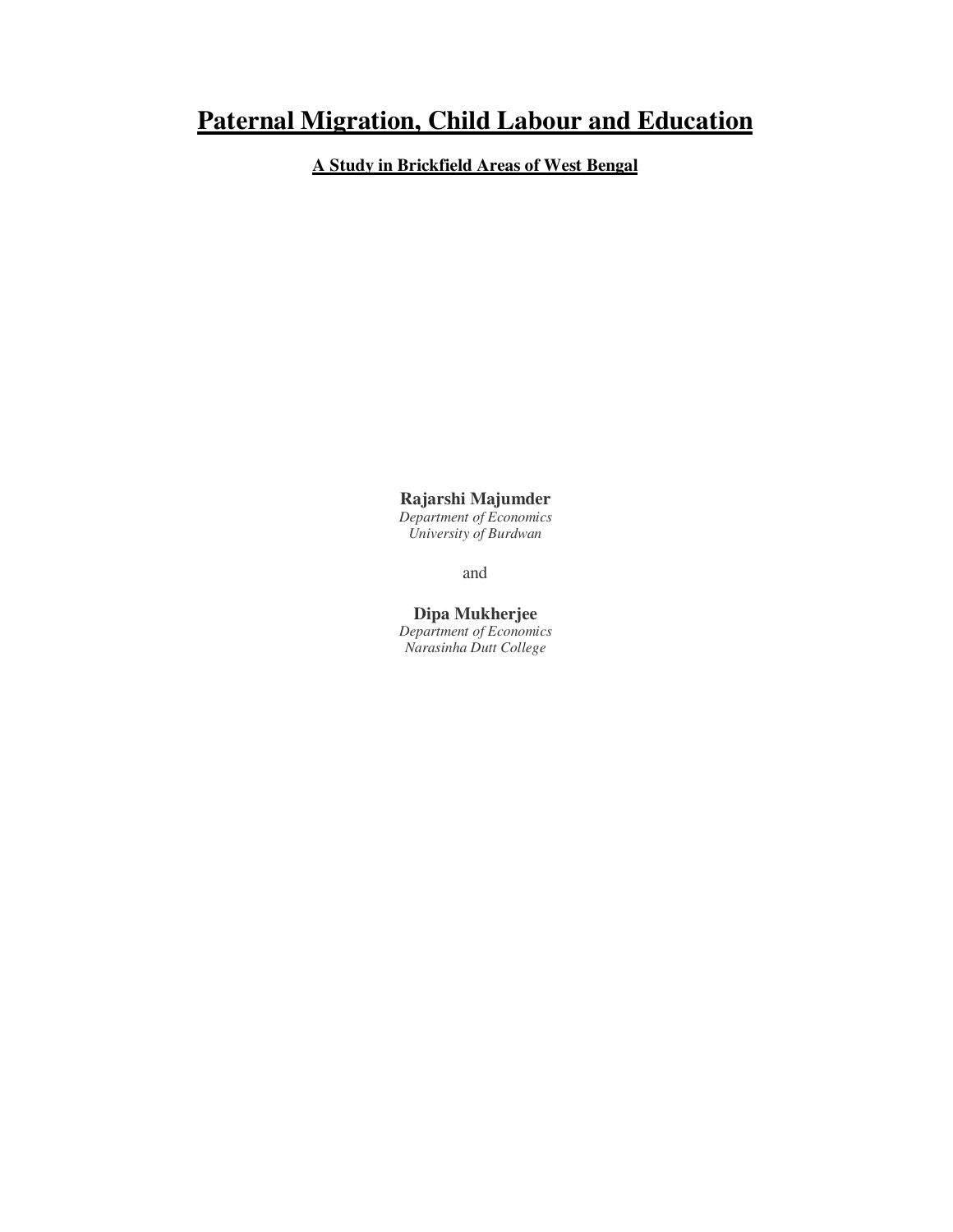# Paternal Migration, Child Labour and Education

## A Study in Brickfield Areas of West Bengal

**Rajarshi Majumder**
*Department of Economics*
*University of Burdwan*

and

**Dipa Mukherjee**
*Department of Economics*
*Narasinha Dutt College*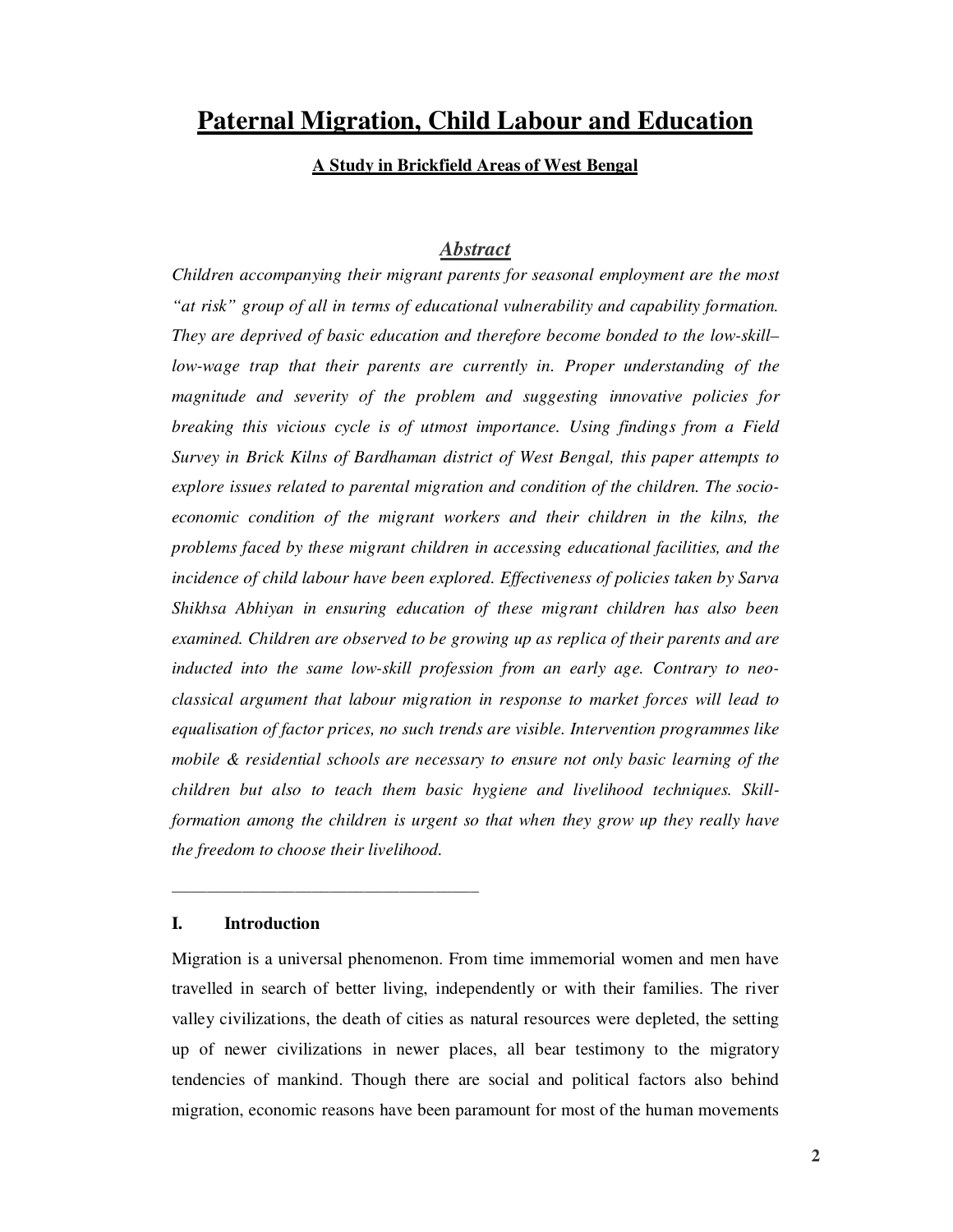# Paternal Migration, Child Labour and Education

## A Study in Brickfield Areas of West Bengal

### *Abstract*

*Children accompanying their migrant parents for seasonal employment are the most "at risk" group of all in terms of educational vulnerability and capability formation. They are deprived of basic education and therefore become bonded to the low-skill–low-wage trap that their parents are currently in. Proper understanding of the magnitude and severity of the problem and suggesting innovative policies for breaking this vicious cycle is of utmost importance. Using findings from a Field Survey in Brick Kilns of Bardhaman district of West Bengal, this paper attempts to explore issues related to parental migration and condition of the children. The socio-economic condition of the migrant workers and their children in the kilns, the problems faced by these migrant children in accessing educational facilities, and the incidence of child labour have been explored. Effectiveness of policies taken by Sarva Shikhsa Abhiyan in ensuring education of these migrant children has also been examined. Children are observed to be growing up as replica of their parents and are inducted into the same low-skill profession from an early age. Contrary to neo-classical argument that labour migration in response to market forces will lead to equalisation of factor prices, no such trends are visible. Intervention programmes like mobile & residential schools are necessary to ensure not only basic learning of the children but also to teach them basic hygiene and livelihood techniques. Skill-formation among the children is urgent so that when they grow up they really have the freedom to choose their livelihood.*

---

## I. Introduction

Migration is a universal phenomenon. From time immemorial women and men have travelled in search of better living, independently or with their families. The river valley civilizations, the death of cities as natural resources were depleted, the setting up of newer civilizations in newer places, all bear testimony to the migratory tendencies of mankind. Though there are social and political factors also behind migration, economic reasons have been paramount for most of the human movements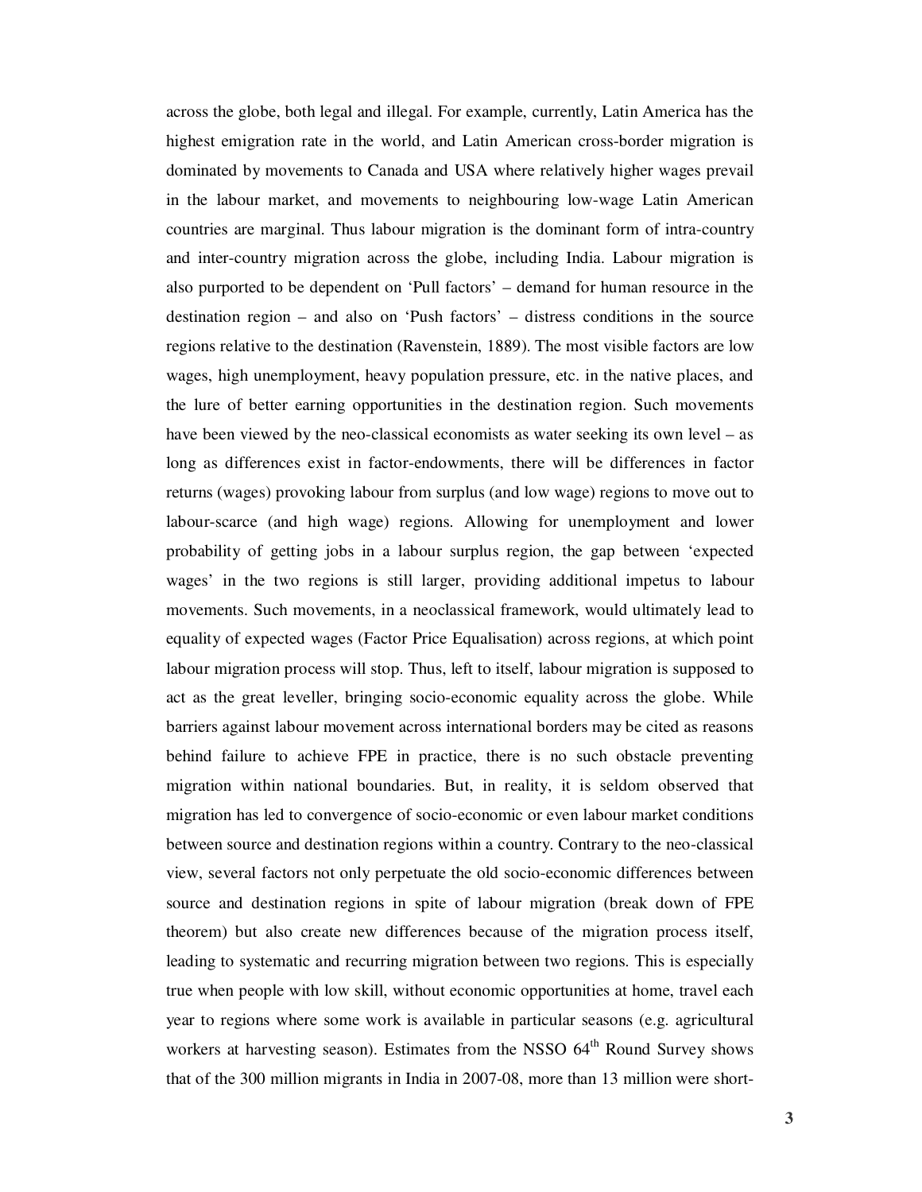across the globe, both legal and illegal. For example, currently, Latin America has the highest emigration rate in the world, and Latin American cross-border migration is dominated by movements to Canada and USA where relatively higher wages prevail in the labour market, and movements to neighbouring low-wage Latin American countries are marginal. Thus labour migration is the dominant form of intra-country and inter-country migration across the globe, including India. Labour migration is also purported to be dependent on 'Pull factors' – demand for human resource in the destination region – and also on 'Push factors' – distress conditions in the source regions relative to the destination (Ravenstein, 1889). The most visible factors are low wages, high unemployment, heavy population pressure, etc. in the native places, and the lure of better earning opportunities in the destination region. Such movements have been viewed by the neo-classical economists as water seeking its own level – as long as differences exist in factor-endowments, there will be differences in factor returns (wages) provoking labour from surplus (and low wage) regions to move out to labour-scarce (and high wage) regions. Allowing for unemployment and lower probability of getting jobs in a labour surplus region, the gap between 'expected wages' in the two regions is still larger, providing additional impetus to labour movements. Such movements, in a neoclassical framework, would ultimately lead to equality of expected wages (Factor Price Equalisation) across regions, at which point labour migration process will stop. Thus, left to itself, labour migration is supposed to act as the great leveller, bringing socio-economic equality across the globe. While barriers against labour movement across international borders may be cited as reasons behind failure to achieve FPE in practice, there is no such obstacle preventing migration within national boundaries. But, in reality, it is seldom observed that migration has led to convergence of socio-economic or even labour market conditions between source and destination regions within a country. Contrary to the neo-classical view, several factors not only perpetuate the old socio-economic differences between source and destination regions in spite of labour migration (break down of FPE theorem) but also create new differences because of the migration process itself, leading to systematic and recurring migration between two regions. This is especially true when people with low skill, without economic opportunities at home, travel each year to regions where some work is available in particular seasons (e.g. agricultural workers at harvesting season). Estimates from the NSSO 64th Round Survey shows that of the 300 million migrants in India in 2007-08, more than 13 million were short-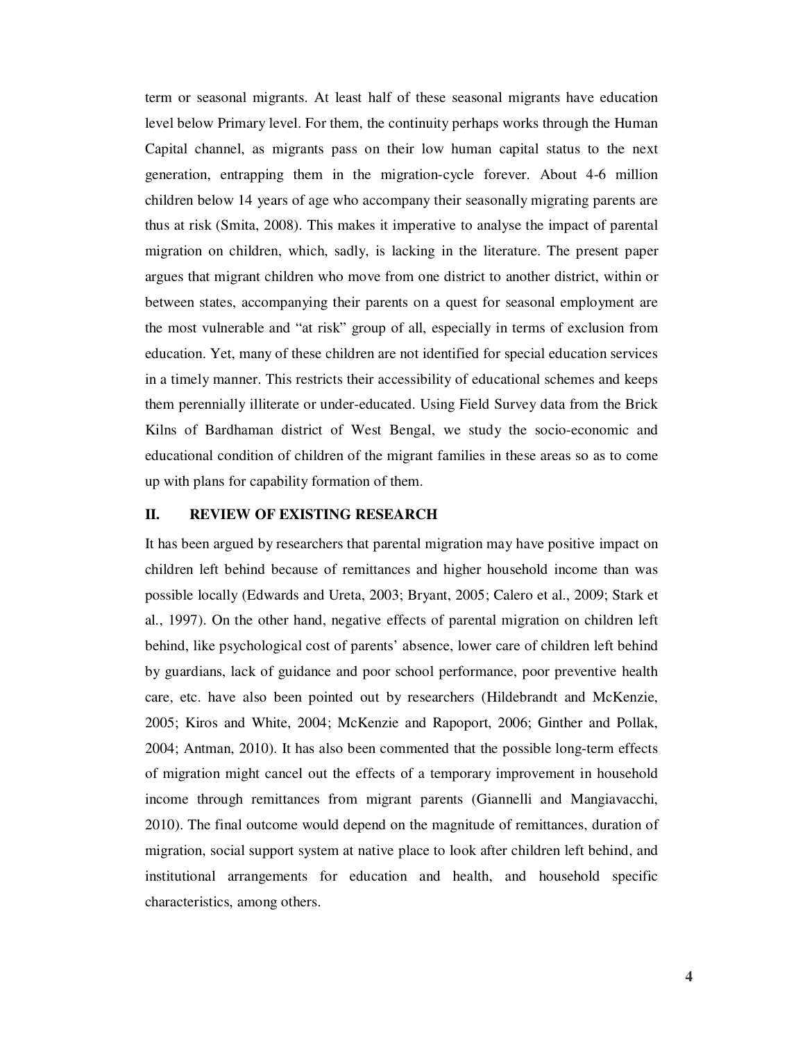term or seasonal migrants. At least half of these seasonal migrants have education level below Primary level. For them, the continuity perhaps works through the Human Capital channel, as migrants pass on their low human capital status to the next generation, entrapping them in the migration-cycle forever. About 4-6 million children below 14 years of age who accompany their seasonally migrating parents are thus at risk (Smita, 2008). This makes it imperative to analyse the impact of parental migration on children, which, sadly, is lacking in the literature. The present paper argues that migrant children who move from one district to another district, within or between states, accompanying their parents on a quest for seasonal employment are the most vulnerable and "at risk" group of all, especially in terms of exclusion from education. Yet, many of these children are not identified for special education services in a timely manner. This restricts their accessibility of educational schemes and keeps them perennially illiterate or under-educated. Using Field Survey data from the Brick Kilns of Bardhaman district of West Bengal, we study the socio-economic and educational condition of children of the migrant families in these areas so as to come up with plans for capability formation of them.

## II. REVIEW OF EXISTING RESEARCH

It has been argued by researchers that parental migration may have positive impact on children left behind because of remittances and higher household income than was possible locally (Edwards and Ureta, 2003; Bryant, 2005; Calero et al., 2009; Stark et al., 1997). On the other hand, negative effects of parental migration on children left behind, like psychological cost of parents' absence, lower care of children left behind by guardians, lack of guidance and poor school performance, poor preventive health care, etc. have also been pointed out by researchers (Hildebrandt and McKenzie, 2005; Kiros and White, 2004; McKenzie and Rapoport, 2006; Ginther and Pollak, 2004; Antman, 2010). It has also been commented that the possible long-term effects of migration might cancel out the effects of a temporary improvement in household income through remittances from migrant parents (Giannelli and Mangiavacchi, 2010). The final outcome would depend on the magnitude of remittances, duration of migration, social support system at native place to look after children left behind, and institutional arrangements for education and health, and household specific characteristics, among others.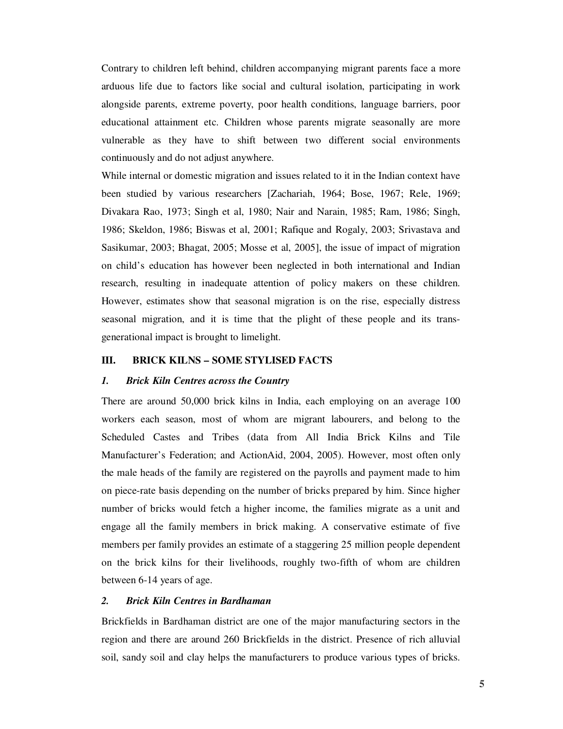Contrary to children left behind, children accompanying migrant parents face a more arduous life due to factors like social and cultural isolation, participating in work alongside parents, extreme poverty, poor health conditions, language barriers, poor educational attainment etc. Children whose parents migrate seasonally are more vulnerable as they have to shift between two different social environments continuously and do not adjust anywhere.

While internal or domestic migration and issues related to it in the Indian context have been studied by various researchers [Zachariah, 1964; Bose, 1967; Rele, 1969; Divakara Rao, 1973; Singh et al, 1980; Nair and Narain, 1985; Ram, 1986; Singh, 1986; Skeldon, 1986; Biswas et al, 2001; Rafique and Rogaly, 2003; Srivastava and Sasikumar, 2003; Bhagat, 2005; Mosse et al, 2005], the issue of impact of migration on child's education has however been neglected in both international and Indian research, resulting in inadequate attention of policy makers on these children. However, estimates show that seasonal migration is on the rise, especially distress seasonal migration, and it is time that the plight of these people and its trans-generational impact is brought to limelight.

## III. BRICK KILNS – SOME STYLISED FACTS

### *1. Brick Kiln Centres across the Country*

There are around 50,000 brick kilns in India, each employing on an average 100 workers each season, most of whom are migrant labourers, and belong to the Scheduled Castes and Tribes (data from All India Brick Kilns and Tile Manufacturer's Federation; and ActionAid, 2004, 2005). However, most often only the male heads of the family are registered on the payrolls and payment made to him on piece-rate basis depending on the number of bricks prepared by him. Since higher number of bricks would fetch a higher income, the families migrate as a unit and engage all the family members in brick making. A conservative estimate of five members per family provides an estimate of a staggering 25 million people dependent on the brick kilns for their livelihoods, roughly two-fifth of whom are children between 6-14 years of age.

### *2. Brick Kiln Centres in Bardhaman*

Brickfields in Bardhaman district are one of the major manufacturing sectors in the region and there are around 260 Brickfields in the district. Presence of rich alluvial soil, sandy soil and clay helps the manufacturers to produce various types of bricks.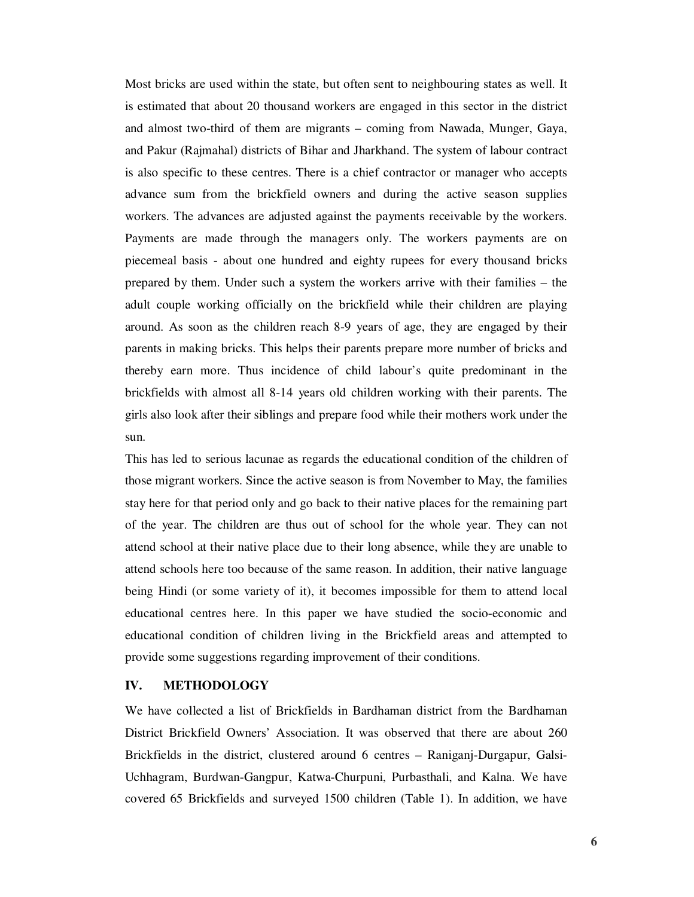Most bricks are used within the state, but often sent to neighbouring states as well. It is estimated that about 20 thousand workers are engaged in this sector in the district and almost two-third of them are migrants – coming from Nawada, Munger, Gaya, and Pakur (Rajmahal) districts of Bihar and Jharkhand. The system of labour contract is also specific to these centres. There is a chief contractor or manager who accepts advance sum from the brickfield owners and during the active season supplies workers. The advances are adjusted against the payments receivable by the workers. Payments are made through the managers only. The workers payments are on piecemeal basis - about one hundred and eighty rupees for every thousand bricks prepared by them. Under such a system the workers arrive with their families – the adult couple working officially on the brickfield while their children are playing around. As soon as the children reach 8-9 years of age, they are engaged by their parents in making bricks. This helps their parents prepare more number of bricks and thereby earn more. Thus incidence of child labour's quite predominant in the brickfields with almost all 8-14 years old children working with their parents. The girls also look after their siblings and prepare food while their mothers work under the sun.

This has led to serious lacunae as regards the educational condition of the children of those migrant workers. Since the active season is from November to May, the families stay here for that period only and go back to their native places for the remaining part of the year. The children are thus out of school for the whole year. They can not attend school at their native place due to their long absence, while they are unable to attend schools here too because of the same reason. In addition, their native language being Hindi (or some variety of it), it becomes impossible for them to attend local educational centres here. In this paper we have studied the socio-economic and educational condition of children living in the Brickfield areas and attempted to provide some suggestions regarding improvement of their conditions.

## IV. METHODOLOGY

We have collected a list of Brickfields in Bardhaman district from the Bardhaman District Brickfield Owners' Association. It was observed that there are about 260 Brickfields in the district, clustered around 6 centres – Raniganj-Durgapur, Galsi-Uchhagram, Burdwan-Gangpur, Katwa-Churpuni, Purbasthali, and Kalna. We have covered 65 Brickfields and surveyed 1500 children (Table 1). In addition, we have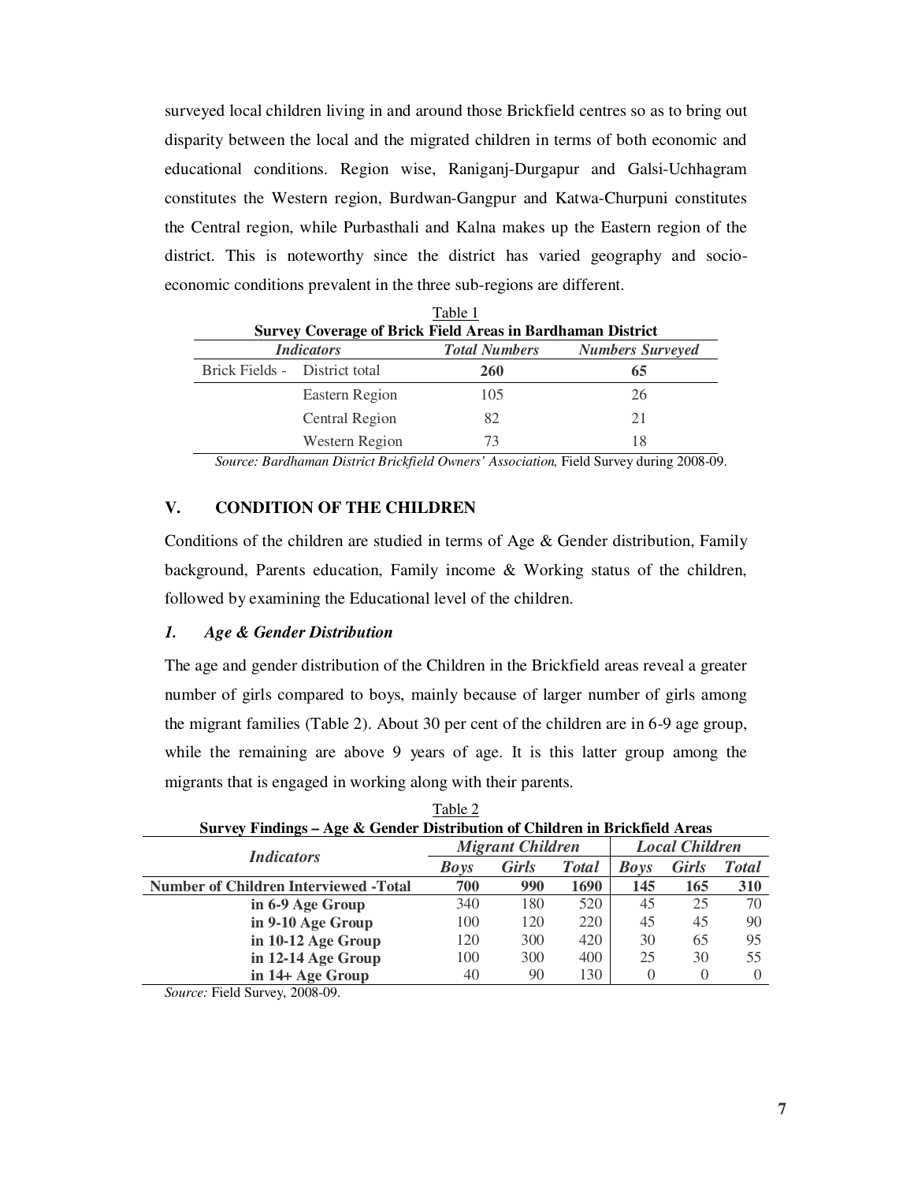surveyed local children living in and around those Brickfield centres so as to bring out disparity between the local and the migrated children in terms of both economic and educational conditions. Region wise, Raniganj-Durgapur and Galsi-Uchhagram constitutes the Western region, Burdwan-Gangpur and Katwa-Churpuni constitutes the Central region, while Purbasthali and Kalna makes up the Eastern region of the district. This is noteworthy since the district has varied geography and socio-economic conditions prevalent in the three sub-regions are different.

Table 1

**Survey Coverage of Brick Field Areas in Bardhaman District**

| *Indicators* | | *Total Numbers* | *Numbers Surveyed* |
|---|---|---|---|
| Brick Fields - | District total | **260** | **65** |
| | Eastern Region | 105 | 26 |
| | Central Region | 82 | 21 |
| | Western Region | 73 | 18 |

*Source: Bardhaman District Brickfield Owners' Association,* Field Survey during 2008-09.

## V. CONDITION OF THE CHILDREN

Conditions of the children are studied in terms of Age & Gender distribution, Family background, Parents education, Family income & Working status of the children, followed by examining the Educational level of the children.

### *1. Age & Gender Distribution*

The age and gender distribution of the Children in the Brickfield areas reveal a greater number of girls compared to boys, mainly because of larger number of girls among the migrant families (Table 2). About 30 per cent of the children are in 6-9 age group, while the remaining are above 9 years of age. It is this latter group among the migrants that is engaged in working along with their parents.

Table 2

**Survey Findings – Age & Gender Distribution of Children in Brickfield Areas**

| *Indicators* | *Migrant Children* | | | *Local Children* | | |
|---|---|---|---|---|---|---|
| | *Boys* | *Girls* | *Total* | *Boys* | *Girls* | *Total* |
| **Number of Children Interviewed -Total** | **700** | **990** | **1690** | **145** | **165** | **310** |
| **in 6-9 Age Group** | 340 | 180 | 520 | 45 | 25 | 70 |
| **in 9-10 Age Group** | 100 | 120 | 220 | 45 | 45 | 90 |
| **in 10-12 Age Group** | 120 | 300 | 420 | 30 | 65 | 95 |
| **in 12-14 Age Group** | 100 | 300 | 400 | 25 | 30 | 55 |
| **in 14+ Age Group** | 40 | 90 | 130 | 0 | 0 | 0 |

*Source:* Field Survey, 2008-09.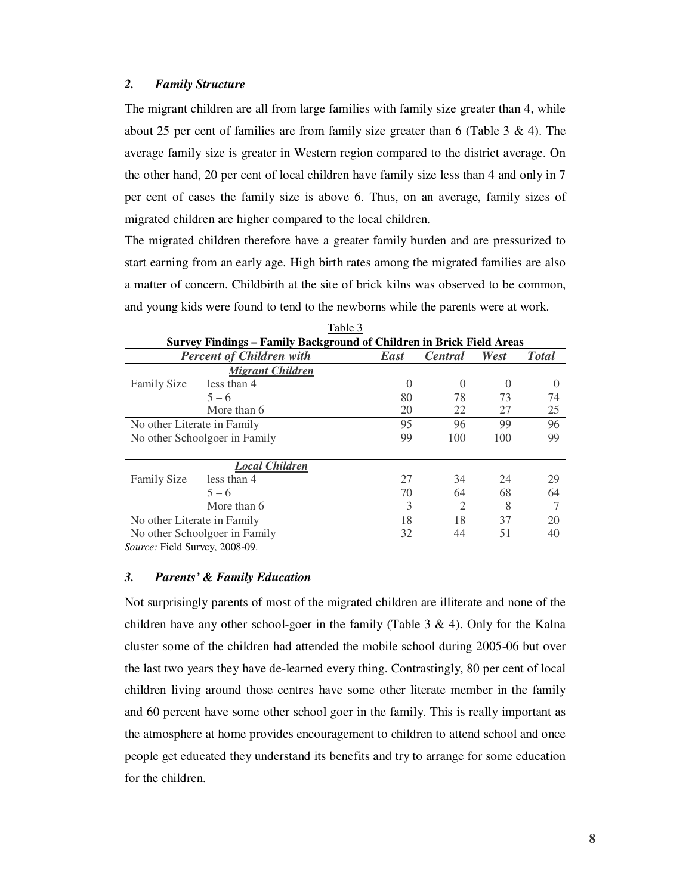### *2. Family Structure*

The migrant children are all from large families with family size greater than 4, while about 25 per cent of families are from family size greater than 6 (Table 3 & 4). The average family size is greater in Western region compared to the district average. On the other hand, 20 per cent of local children have family size less than 4 and only in 7 per cent of cases the family size is above 6. Thus, on an average, family sizes of migrated children are higher compared to the local children.

The migrated children therefore have a greater family burden and are pressurized to start earning from an early age. High birth rates among the migrated families are also a matter of concern. Childbirth at the site of brick kilns was observed to be common, and young kids were found to tend to the newborns while the parents were at work.

Table 3

**Survey Findings – Family Background of Children in Brick Field Areas**

| ***Percent of Children with*** | | ***East*** | ***Central*** | ***West*** | ***Total*** |
|---|---|---|---|---|---|
| | ***Migrant Children*** | | | | |
| Family Size | less than 4 | 0 | 0 | 0 | 0 |
| | 5 – 6 | 80 | 78 | 73 | 74 |
| | More than 6 | 20 | 22 | 27 | 25 |
| No other Literate in Family | | 95 | 96 | 99 | 96 |
| No other Schoolgoer in Family | | 99 | 100 | 100 | 99 |
| | ***Local Children*** | | | | |
| Family Size | less than 4 | 27 | 34 | 24 | 29 |
| | 5 – 6 | 70 | 64 | 68 | 64 |
| | More than 6 | 3 | 2 | 8 | 7 |
| No other Literate in Family | | 18 | 18 | 37 | 20 |
| No other Schoolgoer in Family | | 32 | 44 | 51 | 40 |

*Source:* Field Survey, 2008-09.

### *3. Parents' & Family Education*

Not surprisingly parents of most of the migrated children are illiterate and none of the children have any other school-goer in the family (Table 3 & 4). Only for the Kalna cluster some of the children had attended the mobile school during 2005-06 but over the last two years they have de-learned every thing. Contrastingly, 80 per cent of local children living around those centres have some other literate member in the family and 60 percent have some other school goer in the family. This is really important as the atmosphere at home provides encouragement to children to attend school and once people get educated they understand its benefits and try to arrange for some education for the children.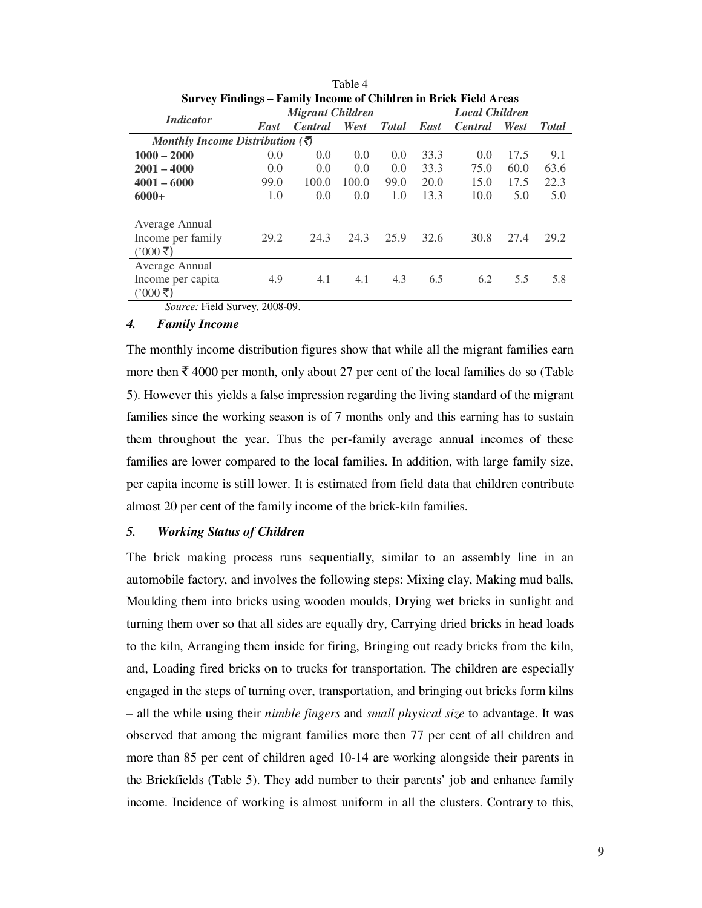Table 4

**Survey Findings – Family Income of Children in Brick Field Areas**

| *Indicator* | *Migrant Children* | | | | *Local Children* | | | |
|---|---|---|---|---|---|---|---|---|
| | ***East*** | ***Central*** | ***West*** | ***Total*** | ***East*** | ***Central*** | ***West*** | ***Total*** |
| ***Monthly Income Distribution (₹)*** | | | | | | | | |
| **1000 – 2000** | 0.0 | 0.0 | 0.0 | 0.0 | 33.3 | 0.0 | 17.5 | 9.1 |
| **2001 – 4000** | 0.0 | 0.0 | 0.0 | 0.0 | 33.3 | 75.0 | 60.0 | 63.6 |
| **4001 – 6000** | 99.0 | 100.0 | 100.0 | 99.0 | 20.0 | 15.0 | 17.5 | 22.3 |
| **6000+** | 1.0 | 0.0 | 0.0 | 1.0 | 13.3 | 10.0 | 5.0 | 5.0 |
| Average Annual Income per family ('000 ₹) | 29.2 | 24.3 | 24.3 | 25.9 | 32.6 | 30.8 | 27.4 | 29.2 |
| Average Annual Income per capita ('000 ₹) | 4.9 | 4.1 | 4.1 | 4.3 | 6.5 | 6.2 | 5.5 | 5.8 |

*Source:* Field Survey, 2008-09.

### 4. *Family Income*

The monthly income distribution figures show that while all the migrant families earn more then ₹ 4000 per month, only about 27 per cent of the local families do so (Table 5). However this yields a false impression regarding the living standard of the migrant families since the working season is of 7 months only and this earning has to sustain them throughout the year. Thus the per-family average annual incomes of these families are lower compared to the local families. In addition, with large family size, per capita income is still lower. It is estimated from field data that children contribute almost 20 per cent of the family income of the brick-kiln families.

### 5. *Working Status of Children*

The brick making process runs sequentially, similar to an assembly line in an automobile factory, and involves the following steps: Mixing clay, Making mud balls, Moulding them into bricks using wooden moulds, Drying wet bricks in sunlight and turning them over so that all sides are equally dry, Carrying dried bricks in head loads to the kiln, Arranging them inside for firing, Bringing out ready bricks from the kiln, and, Loading fired bricks on to trucks for transportation. The children are especially engaged in the steps of turning over, transportation, and bringing out bricks form kilns – all the while using their *nimble fingers* and *small physical size* to advantage. It was observed that among the migrant families more then 77 per cent of all children and more than 85 per cent of children aged 10-14 are working alongside their parents in the Brickfields (Table 5). They add number to their parents' job and enhance family income. Incidence of working is almost uniform in all the clusters. Contrary to this,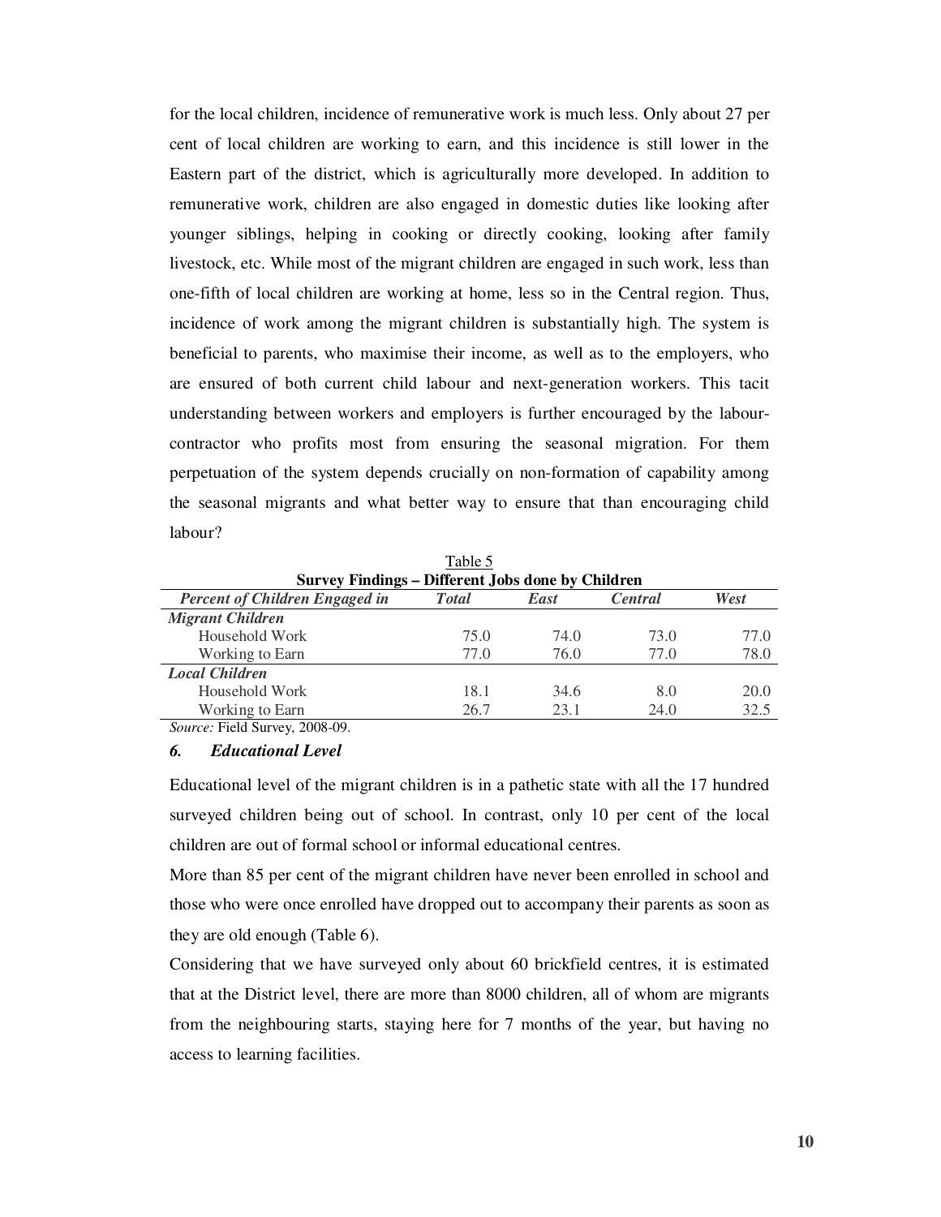for the local children, incidence of remunerative work is much less. Only about 27 per cent of local children are working to earn, and this incidence is still lower in the Eastern part of the district, which is agriculturally more developed. In addition to remunerative work, children are also engaged in domestic duties like looking after younger siblings, helping in cooking or directly cooking, looking after family livestock, etc. While most of the migrant children are engaged in such work, less than one-fifth of local children are working at home, less so in the Central region. Thus, incidence of work among the migrant children is substantially high. The system is beneficial to parents, who maximise their income, as well as to the employers, who are ensured of both current child labour and next-generation workers. This tacit understanding between workers and employers is further encouraged by the labour-contractor who profits most from ensuring the seasonal migration. For them perpetuation of the system depends crucially on non-formation of capability among the seasonal migrants and what better way to ensure that than encouraging child labour?

Table 5

**Survey Findings – Different Jobs done by Children**

| *Percent of Children Engaged in* | *Total* | *East* | *Central* | *West* |
|---|---|---|---|---|
| ***Migrant Children*** | | | | |
| Household Work | 75.0 | 74.0 | 73.0 | 77.0 |
| Working to Earn | 77.0 | 76.0 | 77.0 | 78.0 |
| ***Local Children*** | | | | |
| Household Work | 18.1 | 34.6 | 8.0 | 20.0 |
| Working to Earn | 26.7 | 23.1 | 24.0 | 32.5 |

*Source:* Field Survey, 2008-09.

### *6. Educational Level*

Educational level of the migrant children is in a pathetic state with all the 17 hundred surveyed children being out of school. In contrast, only 10 per cent of the local children are out of formal school or informal educational centres.

More than 85 per cent of the migrant children have never been enrolled in school and those who were once enrolled have dropped out to accompany their parents as soon as they are old enough (Table 6).

Considering that we have surveyed only about 60 brickfield centres, it is estimated that at the District level, there are more than 8000 children, all of whom are migrants from the neighbouring starts, staying here for 7 months of the year, but having no access to learning facilities.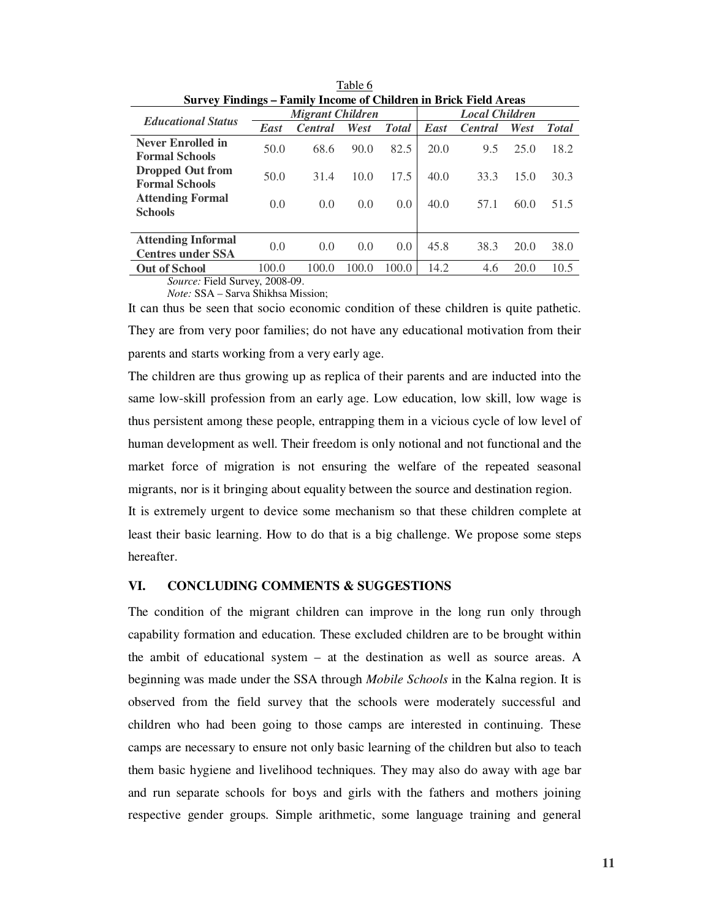Table 6

**Survey Findings – Family Income of Children in Brick Field Areas**

| *Educational Status* | *Migrant Children* | | | | *Local Children* | | | |
|---|---|---|---|---|---|---|---|---|
| | *East* | *Central* | *West* | *Total* | *East* | *Central* | *West* | *Total* |
| **Never Enrolled in Formal Schools** | 50.0 | 68.6 | 90.0 | 82.5 | 20.0 | 9.5 | 25.0 | 18.2 |
| **Dropped Out from Formal Schools** | 50.0 | 31.4 | 10.0 | 17.5 | 40.0 | 33.3 | 15.0 | 30.3 |
| **Attending Formal Schools** | 0.0 | 0.0 | 0.0 | 0.0 | 40.0 | 57.1 | 60.0 | 51.5 |
| **Attending Informal Centres under SSA** | 0.0 | 0.0 | 0.0 | 0.0 | 45.8 | 38.3 | 20.0 | 38.0 |
| **Out of School** | 100.0 | 100.0 | 100.0 | 100.0 | 14.2 | 4.6 | 20.0 | 10.5 |

*Source:* Field Survey, 2008-09.

*Note:* SSA – Sarva Shikhsa Mission;

It can thus be seen that socio economic condition of these children is quite pathetic. They are from very poor families; do not have any educational motivation from their parents and starts working from a very early age.

The children are thus growing up as replica of their parents and are inducted into the same low-skill profession from an early age. Low education, low skill, low wage is thus persistent among these people, entrapping them in a vicious cycle of low level of human development as well. Their freedom is only notional and not functional and the market force of migration is not ensuring the welfare of the repeated seasonal migrants, nor is it bringing about equality between the source and destination region.

It is extremely urgent to device some mechanism so that these children complete at least their basic learning. How to do that is a big challenge. We propose some steps hereafter.

## VI. CONCLUDING COMMENTS & SUGGESTIONS

The condition of the migrant children can improve in the long run only through capability formation and education. These excluded children are to be brought within the ambit of educational system – at the destination as well as source areas. A beginning was made under the SSA through *Mobile Schools* in the Kalna region. It is observed from the field survey that the schools were moderately successful and children who had been going to those camps are interested in continuing. These camps are necessary to ensure not only basic learning of the children but also to teach them basic hygiene and livelihood techniques. They may also do away with age bar and run separate schools for boys and girls with the fathers and mothers joining respective gender groups. Simple arithmetic, some language training and general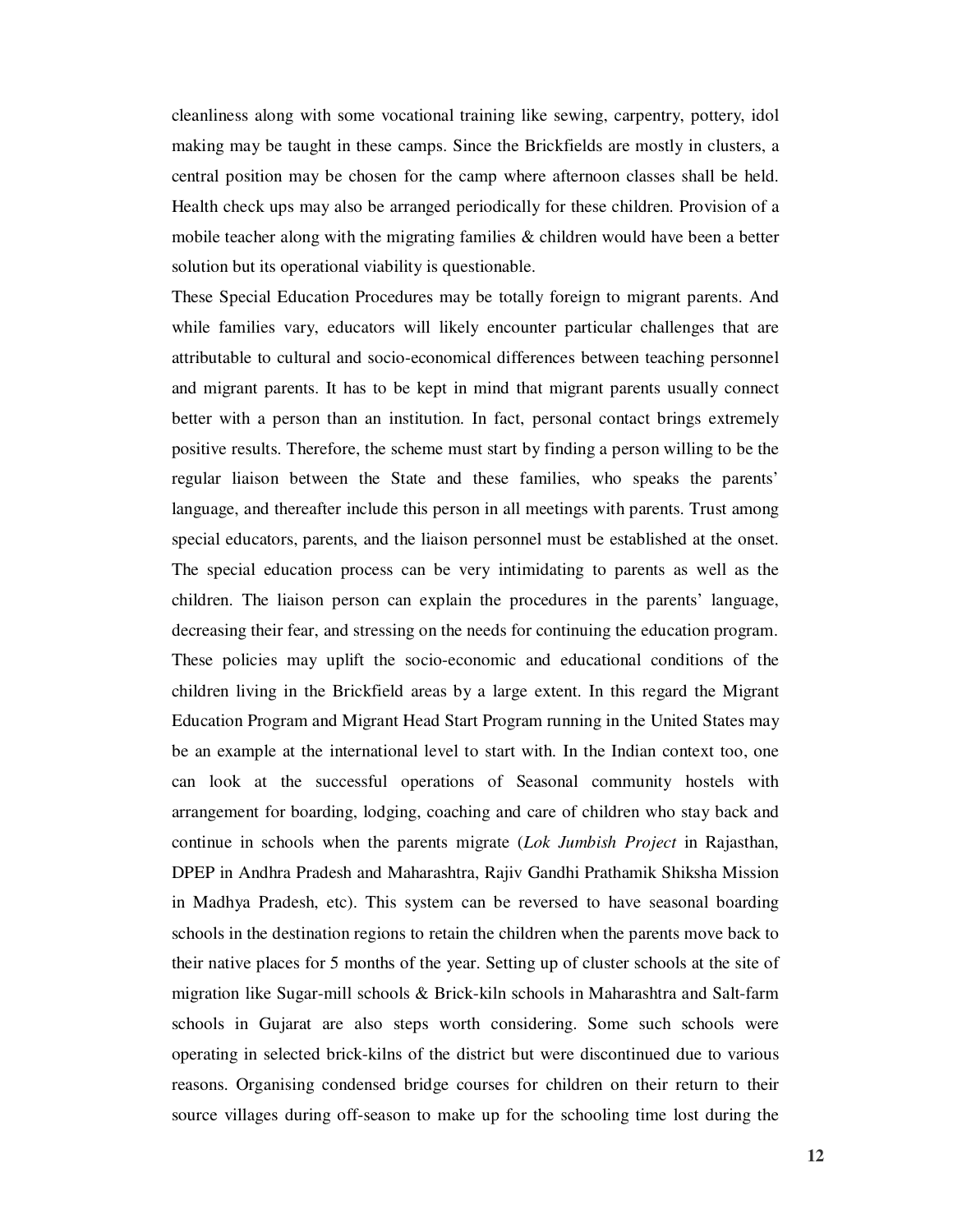cleanliness along with some vocational training like sewing, carpentry, pottery, idol making may be taught in these camps. Since the Brickfields are mostly in clusters, a central position may be chosen for the camp where afternoon classes shall be held. Health check ups may also be arranged periodically for these children. Provision of a mobile teacher along with the migrating families & children would have been a better solution but its operational viability is questionable.

These Special Education Procedures may be totally foreign to migrant parents. And while families vary, educators will likely encounter particular challenges that are attributable to cultural and socio-economical differences between teaching personnel and migrant parents. It has to be kept in mind that migrant parents usually connect better with a person than an institution. In fact, personal contact brings extremely positive results. Therefore, the scheme must start by finding a person willing to be the regular liaison between the State and these families, who speaks the parents' language, and thereafter include this person in all meetings with parents. Trust among special educators, parents, and the liaison personnel must be established at the onset. The special education process can be very intimidating to parents as well as the children. The liaison person can explain the procedures in the parents' language, decreasing their fear, and stressing on the needs for continuing the education program. These policies may uplift the socio-economic and educational conditions of the children living in the Brickfield areas by a large extent. In this regard the Migrant Education Program and Migrant Head Start Program running in the United States may be an example at the international level to start with. In the Indian context too, one can look at the successful operations of Seasonal community hostels with arrangement for boarding, lodging, coaching and care of children who stay back and continue in schools when the parents migrate (*Lok Jumbish Project* in Rajasthan, DPEP in Andhra Pradesh and Maharashtra, Rajiv Gandhi Prathamik Shiksha Mission in Madhya Pradesh, etc). This system can be reversed to have seasonal boarding schools in the destination regions to retain the children when the parents move back to their native places for 5 months of the year. Setting up of cluster schools at the site of migration like Sugar-mill schools & Brick-kiln schools in Maharashtra and Salt-farm schools in Gujarat are also steps worth considering. Some such schools were operating in selected brick-kilns of the district but were discontinued due to various reasons. Organising condensed bridge courses for children on their return to their source villages during off-season to make up for the schooling time lost during the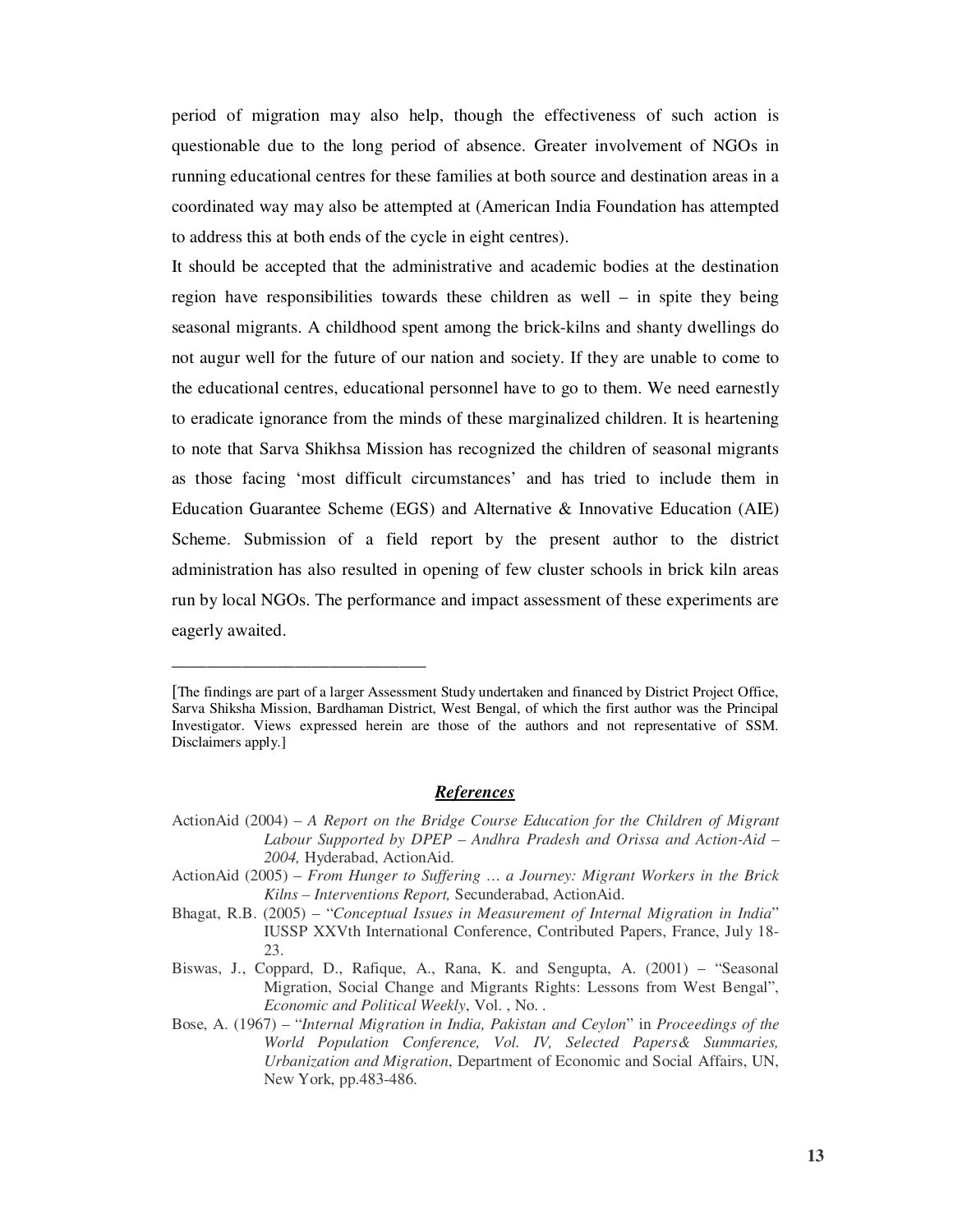period of migration may also help, though the effectiveness of such action is questionable due to the long period of absence. Greater involvement of NGOs in running educational centres for these families at both source and destination areas in a coordinated way may also be attempted at (American India Foundation has attempted to address this at both ends of the cycle in eight centres).

It should be accepted that the administrative and academic bodies at the destination region have responsibilities towards these children as well – in spite they being seasonal migrants. A childhood spent among the brick-kilns and shanty dwellings do not augur well for the future of our nation and society. If they are unable to come to the educational centres, educational personnel have to go to them. We need earnestly to eradicate ignorance from the minds of these marginalized children. It is heartening to note that Sarva Shikhsa Mission has recognized the children of seasonal migrants as those facing 'most difficult circumstances' and has tried to include them in Education Guarantee Scheme (EGS) and Alternative & Innovative Education (AIE) Scheme. Submission of a field report by the present author to the district administration has also resulted in opening of few cluster schools in brick kiln areas run by local NGOs. The performance and impact assessment of these experiments are eagerly awaited.

---

[The findings are part of a larger Assessment Study undertaken and financed by District Project Office, Sarva Shiksha Mission, Bardhaman District, West Bengal, of which the first author was the Principal Investigator. Views expressed herein are those of the authors and not representative of SSM. Disclaimers apply.]

## ***References***

ActionAid (2004) – *A Report on the Bridge Course Education for the Children of Migrant Labour Supported by DPEP – Andhra Pradesh and Orissa and Action-Aid – 2004,* Hyderabad, ActionAid.

ActionAid (2005) – *From Hunger to Suffering … a Journey: Migrant Workers in the Brick Kilns – Interventions Report,* Secunderabad, ActionAid.

Bhagat, R.B. (2005) – "*Conceptual Issues in Measurement of Internal Migration in India*" IUSSP XXVth International Conference, Contributed Papers, France, July 18-23.

Biswas, J., Coppard, D., Rafique, A., Rana, K. and Sengupta, A. (2001) – "Seasonal Migration, Social Change and Migrants Rights: Lessons from West Bengal", *Economic and Political Weekly*, Vol. , No. .

Bose, A. (1967) – "*Internal Migration in India, Pakistan and Ceylon*" in *Proceedings of the World Population Conference, Vol. IV, Selected Papers& Summaries, Urbanization and Migration*, Department of Economic and Social Affairs, UN, New York, pp.483-486.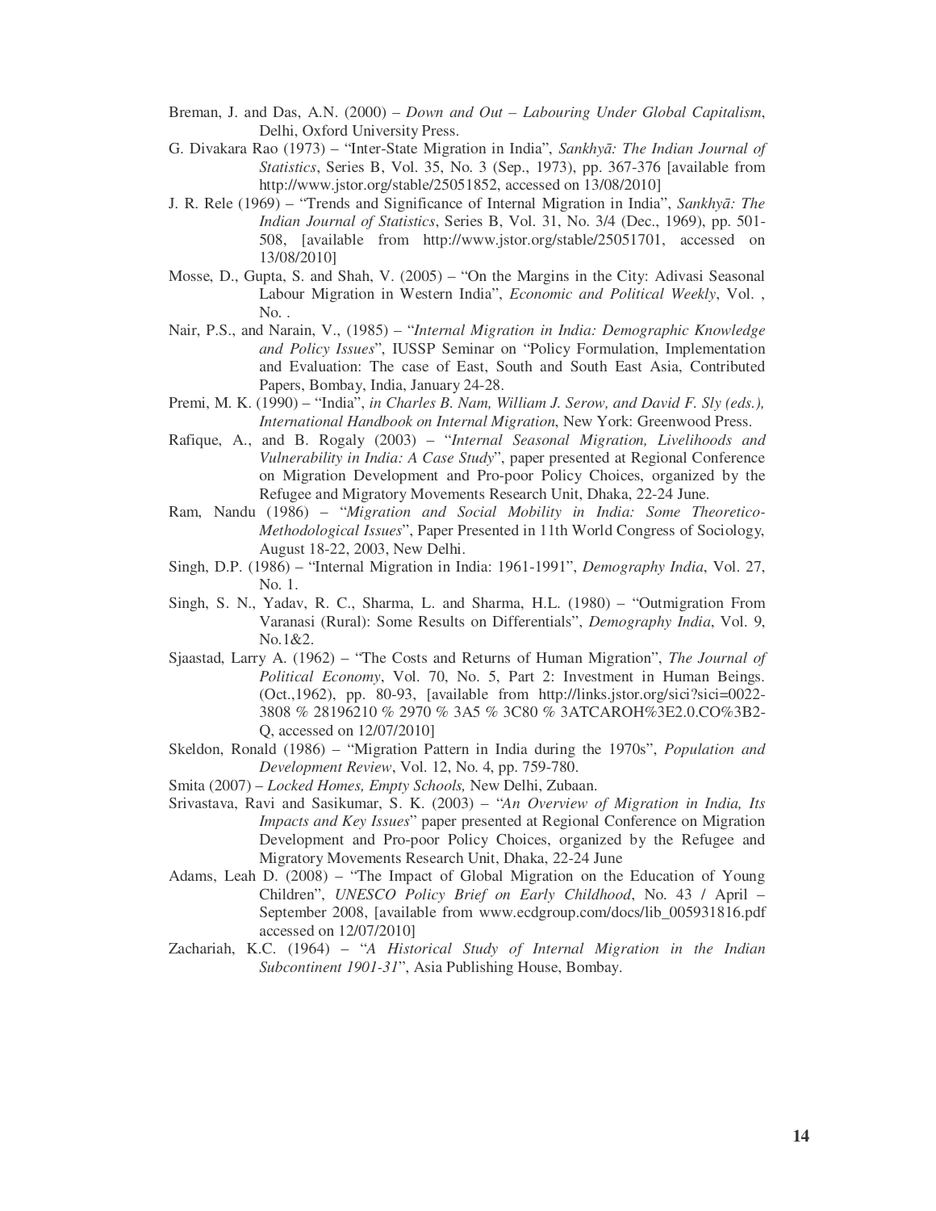Breman, J. and Das, A.N. (2000) – *Down and Out – Labouring Under Global Capitalism*, Delhi, Oxford University Press.

G. Divakara Rao (1973) – "Inter-State Migration in India", *Sankhyā: The Indian Journal of Statistics*, Series B, Vol. 35, No. 3 (Sep., 1973), pp. 367-376 [available from http://www.jstor.org/stable/25051852, accessed on 13/08/2010]

J. R. Rele (1969) – "Trends and Significance of Internal Migration in India", *Sankhyā: The Indian Journal of Statistics*, Series B, Vol. 31, No. 3/4 (Dec., 1969), pp. 501-508, [available from http://www.jstor.org/stable/25051701, accessed on 13/08/2010]

Mosse, D., Gupta, S. and Shah, V. (2005) – "On the Margins in the City: Adivasi Seasonal Labour Migration in Western India", *Economic and Political Weekly*, Vol. , No. .

Nair, P.S., and Narain, V., (1985) – "*Internal Migration in India: Demographic Knowledge and Policy Issues*", IUSSP Seminar on "Policy Formulation, Implementation and Evaluation: The case of East, South and South East Asia, Contributed Papers, Bombay, India, January 24-28.

Premi, M. K. (1990) – "India", *in Charles B. Nam, William J. Serow, and David F. Sly (eds.), International Handbook on Internal Migration*, New York: Greenwood Press.

Rafique, A., and B. Rogaly (2003) – "*Internal Seasonal Migration, Livelihoods and Vulnerability in India: A Case Study*", paper presented at Regional Conference on Migration Development and Pro-poor Policy Choices, organized by the Refugee and Migratory Movements Research Unit, Dhaka, 22-24 June.

Ram, Nandu (1986) – "*Migration and Social Mobility in India: Some Theoretico-Methodological Issues*", Paper Presented in 11th World Congress of Sociology, August 18-22, 2003, New Delhi.

Singh, D.P. (1986) – "Internal Migration in India: 1961-1991", *Demography India*, Vol. 27, No. 1.

Singh, S. N., Yadav, R. C., Sharma, L. and Sharma, H.L. (1980) – "Outmigration From Varanasi (Rural): Some Results on Differentials", *Demography India*, Vol. 9, No.1&2.

Sjaastad, Larry A. (1962) – "The Costs and Returns of Human Migration", *The Journal of Political Economy*, Vol. 70, No. 5, Part 2: Investment in Human Beings. (Oct.,1962), pp. 80-93, [available from http://links.jstor.org/sici?sici=0022-3808 % 28196210 % 2970 % 3A5 % 3C80 % 3ATCAROH%3E2.0.CO%3B2-Q, accessed on 12/07/2010]

Skeldon, Ronald (1986) – "Migration Pattern in India during the 1970s", *Population and Development Review*, Vol. 12, No. 4, pp. 759-780.

Smita (2007) – *Locked Homes, Empty Schools,* New Delhi, Zubaan.

Srivastava, Ravi and Sasikumar, S. K. (2003) – "*An Overview of Migration in India, Its Impacts and Key Issues*" paper presented at Regional Conference on Migration Development and Pro-poor Policy Choices, organized by the Refugee and Migratory Movements Research Unit, Dhaka, 22-24 June

Adams, Leah D. (2008) – "The Impact of Global Migration on the Education of Young Children", *UNESCO Policy Brief on Early Childhood*, No. 43 / April – September 2008, [available from www.ecdgroup.com/docs/lib_005931816.pdf accessed on 12/07/2010]

Zachariah, K.C. (1964) – "*A Historical Study of Internal Migration in the Indian Subcontinent 1901-31*", Asia Publishing House, Bombay.